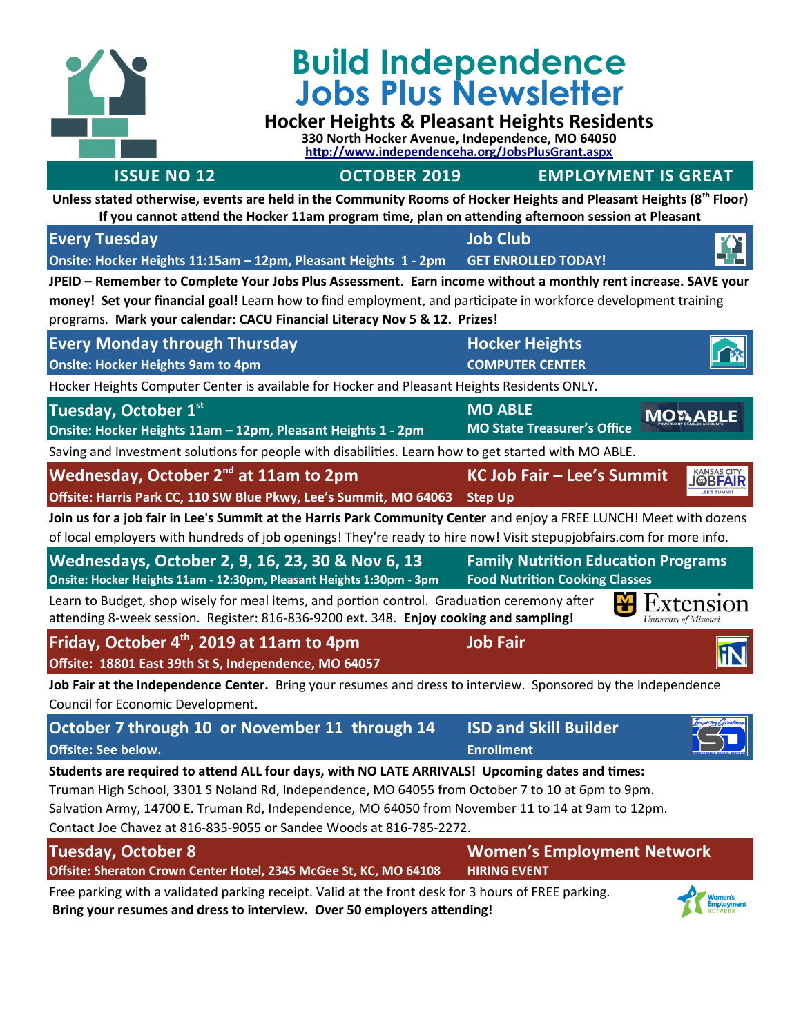# Build Independence Jobs Plus Newsletter

## Hocker Heights & Pleasant Heights Residents

**330 North Hocker Avenue, Independence, MO 64050**

http://www.independenceha.org/JobsPlusGrant.aspx

**ISSUE NO 12** | **OCTOBER 2019** | **EMPLOYMENT IS GREAT**

**Unless stated otherwise, events are held in the Community Rooms of Hocker Heights and Pleasant Heights (8th Floor)**
**If you cannot attend the Hocker 11am program time, plan on attending afternoon session at Pleasant**

### Every Tuesday — Job Club

**Onsite: Hocker Heights 11:15am – 12pm, Pleasant Heights 1 - 2pm** — **GET ENROLLED TODAY!**

**JPEID – Remember to Complete Your Jobs Plus Assessment. Earn income without a monthly rent increase. SAVE your money! Set your financial goal!** Learn how to find employment, and participate in workforce development training programs. **Mark your calendar: CACU Financial Literacy Nov 5 & 12. Prizes!**

### Every Monday through Thursday — Hocker Heights

**Onsite: Hocker Heights 9am to 4pm** — **COMPUTER CENTER**

Hocker Heights Computer Center is available for Hocker and Pleasant Heights Residents ONLY.

### Tuesday, October 1st — MO ABLE

**Onsite: Hocker Heights 11am – 12pm, Pleasant Heights 1 - 2pm** — **MO State Treasurer's Office**

Saving and Investment solutions for people with disabilities. Learn how to get started with MO ABLE.

### Wednesday, October 2nd at 11am to 2pm — KC Job Fair – Lee's Summit

**Offsite: Harris Park CC, 110 SW Blue Pkwy, Lee's Summit, MO 64063** — **Step Up**

**Join us for a job fair in Lee's Summit at the Harris Park Community Center** and enjoy a FREE LUNCH! Meet with dozens of local employers with hundreds of job openings! They're ready to hire now! Visit stepupjobfairs.com for more info.

### Wednesdays, October 2, 9, 16, 23, 30 & Nov 6, 13 — Family Nutrition Education Programs

**Onsite: Hocker Heights 11am - 12:30pm, Pleasant Heights 1:30pm - 3pm** — **Food Nutrition Cooking Classes**

Learn to Budget, shop wisely for meal items, and portion control. Graduation ceremony after attending 8-week session. Register: 816-836-9200 ext. 348. **Enjoy cooking and sampling!**

Extension — University of Missouri

### Friday, October 4th, 2019 at 11am to 4pm — Job Fair

**Offsite: 18801 East 39th St S, Independence, MO 64057**

**Job Fair at the Independence Center.** Bring your resumes and dress to interview. Sponsored by the Independence Council for Economic Development.

### October 7 through 10 or November 11 through 14 — ISD and Skill Builder

**Offsite: See below.** — **Enrollment**

**Students are required to attend ALL four days, with NO LATE ARRIVALS! Upcoming dates and times:**
Truman High School, 3301 S Noland Rd, Independence, MO 64055 from October 7 to 10 at 6pm to 9pm.
Salvation Army, 14700 E. Truman Rd, Independence, MO 64050 from November 11 to 14 at 9am to 12pm.
Contact Joe Chavez at 816-835-9055 or Sandee Woods at 816-785-2272.

### Tuesday, October 8 — Women's Employment Network

**Offsite: Sheraton Crown Center Hotel, 2345 McGee St, KC, MO 64108** — **HIRING EVENT**

Free parking with a validated parking receipt. Valid at the front desk for 3 hours of FREE parking.
**Bring your resumes and dress to interview. Over 50 employers attending!**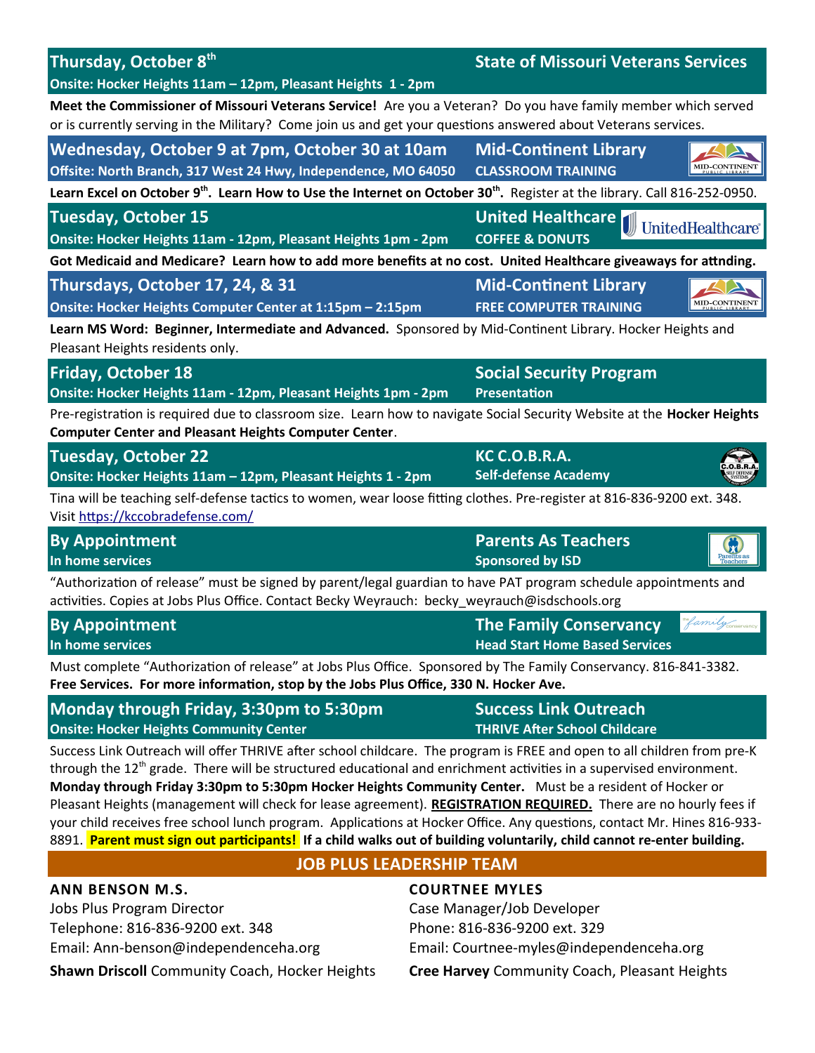## Thursday, October 8th — State of Missouri Veterans Services

**Onsite: Hocker Heights 11am – 12pm, Pleasant Heights 1 - 2pm**

**Meet the Commissioner of Missouri Veterans Service!** Are you a Veteran? Do you have family member which served or is currently serving in the Military? Come join us and get your questions answered about Veterans services.

## Wednesday, October 9 at 7pm, October 30 at 10am — Mid-Continent Library

**Offsite: North Branch, 317 West 24 Hwy, Independence, MO 64050** — **CLASSROOM TRAINING**

**Learn Excel on October 9th. Learn How to Use the Internet on October 30th.** Register at the library. Call 816-252-0950.

## Tuesday, October 15 — United Healthcare

**Onsite: Hocker Heights 11am - 12pm, Pleasant Heights 1pm - 2pm** — **COFFEE & DONUTS**

**Got Medicaid and Medicare? Learn how to add more benefits at no cost. United Healthcare giveaways for attnding.**

## Thursdays, October 17, 24, & 31 — Mid-Continent Library

**Onsite: Hocker Heights Computer Center at 1:15pm – 2:15pm** — **FREE COMPUTER TRAINING**

**Learn MS Word: Beginner, Intermediate and Advanced.** Sponsored by Mid-Continent Library. Hocker Heights and Pleasant Heights residents only.

## Friday, October 18 — Social Security Program

**Onsite: Hocker Heights 11am - 12pm, Pleasant Heights 1pm - 2pm** — **Presentation**

Pre-registration is required due to classroom size. Learn how to navigate Social Security Website at the **Hocker Heights Computer Center and Pleasant Heights Computer Center**.

## Tuesday, October 22 — KC C.O.B.R.A.

**Onsite: Hocker Heights 11am – 12pm, Pleasant Heights 1 - 2pm** — **Self-defense Academy**

Tina will be teaching self-defense tactics to women, wear loose fitting clothes. Pre-register at 816-836-9200 ext. 348. Visit https://kccobradefense.com/

## By Appointment — Parents As Teachers

**In home services** — **Sponsored by ISD**

"Authorization of release" must be signed by parent/legal guardian to have PAT program schedule appointments and activities. Copies at Jobs Plus Office. Contact Becky Weyrauch: becky_weyrauch@isdschools.org

## By Appointment — The Family Conservancy

**In home services** — **Head Start Home Based Services**

Must complete "Authorization of release" at Jobs Plus Office. Sponsored by The Family Conservancy. 816-841-3382. **Free Services. For more information, stop by the Jobs Plus Office, 330 N. Hocker Ave.**

## Monday through Friday, 3:30pm to 5:30pm — Success Link Outreach

**Onsite: Hocker Heights Community Center** — **THRIVE After School Childcare**

Success Link Outreach will offer THRIVE after school childcare. The program is FREE and open to all children from pre-K through the 12th grade. There will be structured educational and enrichment activities in a supervised environment. **Monday through Friday 3:30pm to 5:30pm Hocker Heights Community Center.** Must be a resident of Hocker or Pleasant Heights (management will check for lease agreement). **REGISTRATION REQUIRED.** There are no hourly fees if your child receives free school lunch program. Applications at Hocker Office. Any questions, contact Mr. Hines 816-933-8891. **Parent must sign out participants! If a child walks out of building voluntarily, child cannot re-enter building.**

## JOB PLUS LEADERSHIP TEAM

**ANN BENSON M.S.**
Jobs Plus Program Director
Telephone: 816-836-9200 ext. 348
Email: Ann-benson@independenceha.org

**COURTNEE MYLES**
Case Manager/Job Developer
Phone: 816-836-9200 ext. 329
Email: Courtnee-myles@independenceha.org

**Shawn Driscoll** Community Coach, Hocker Heights

**Cree Harvey** Community Coach, Pleasant Heights